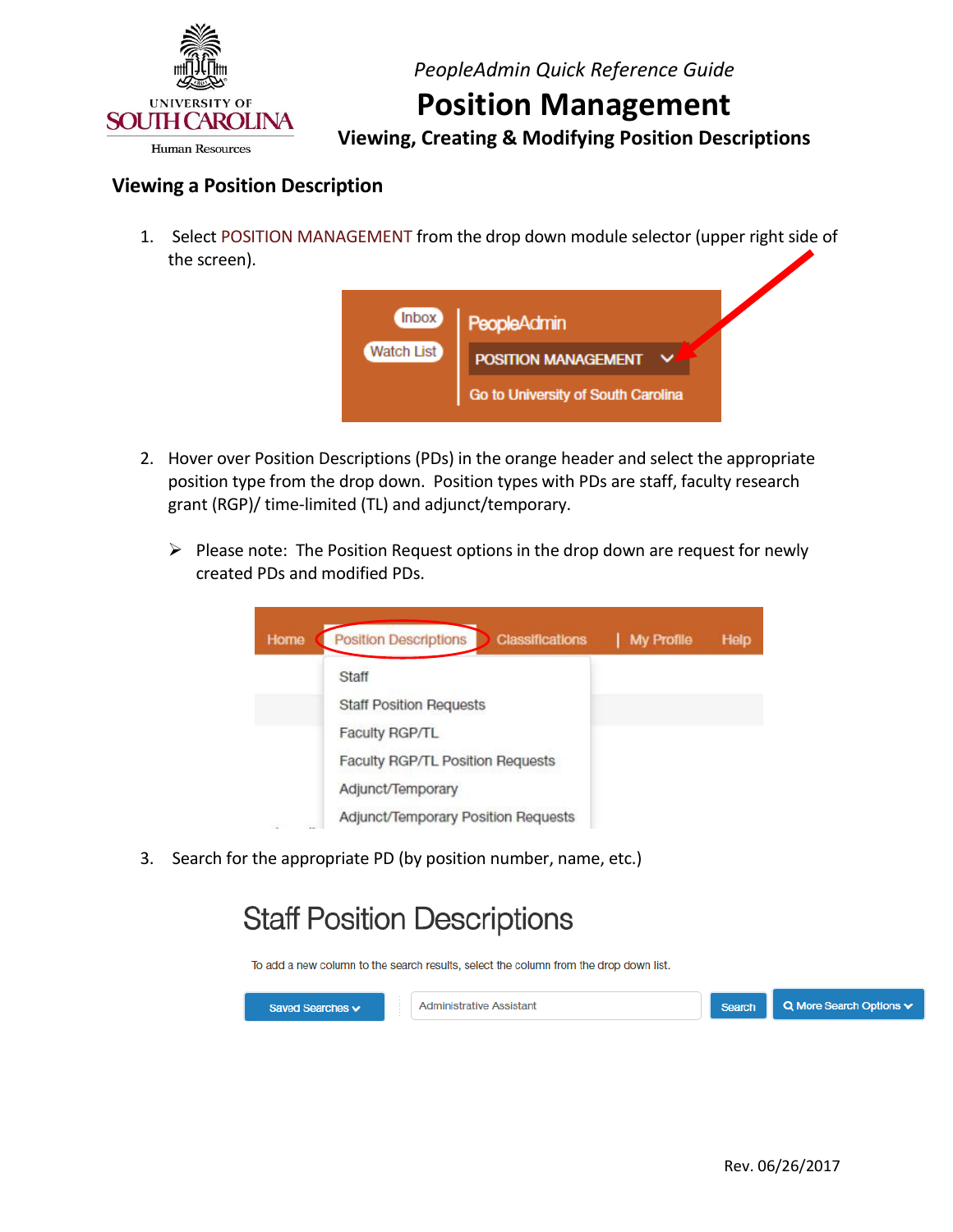*PeopleAdmin Quick Reference Guide*

# Position Management

## Viewing, Creating & Modifying Position Descriptions

### Viewing a Position Description

1. Select POSITION MANAGEMENT from the drop down module selector (upper right side of the screen).

2. Hover over Position Descriptions (PDs) in the orange header and select the appropriate position type from the drop down. Position types with PDs are staff, faculty research grant (RGP)/ time-limited (TL) and adjunct/temporary.

   - Please note: The Position Request options in the drop down are request for newly created PDs and modified PDs.

3. Search for the appropriate PD (by position number, name, etc.)

Rev. 06/26/2017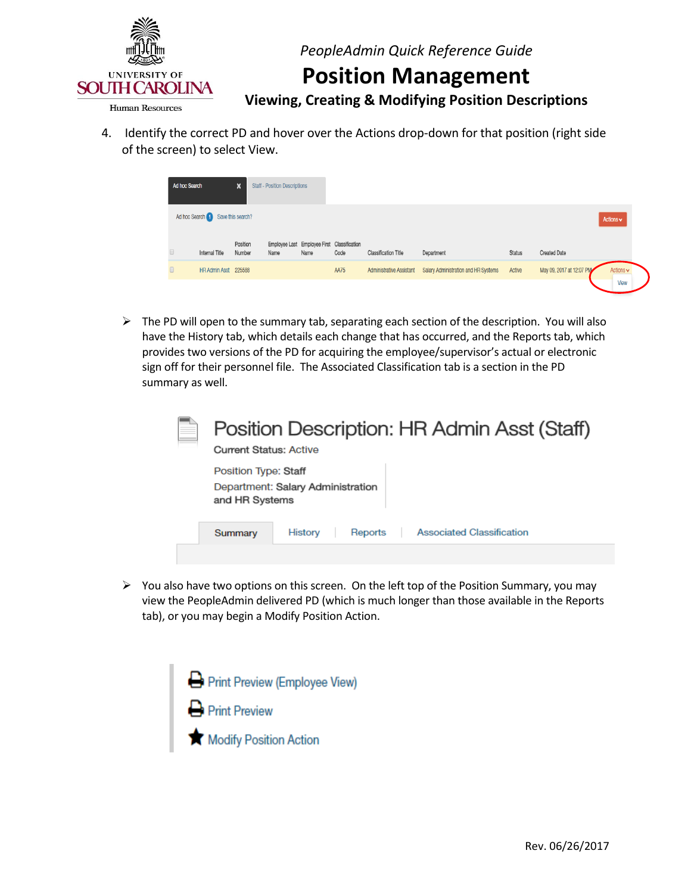4. Identify the correct PD and hover over the Actions drop-down for that position (right side of the screen) to select View.

   - The PD will open to the summary tab, separating each section of the description. You will also have the History tab, which details each change that has occurred, and the Reports tab, which provides two versions of the PD for acquiring the employee/supervisor's actual or electronic sign off for their personnel file. The Associated Classification tab is a section in the PD summary as well.

   - You also have two options on this screen. On the left top of the Position Summary, you may view the PeopleAdmin delivered PD (which is much longer than those available in the Reports tab), or you may begin a Modify Position Action.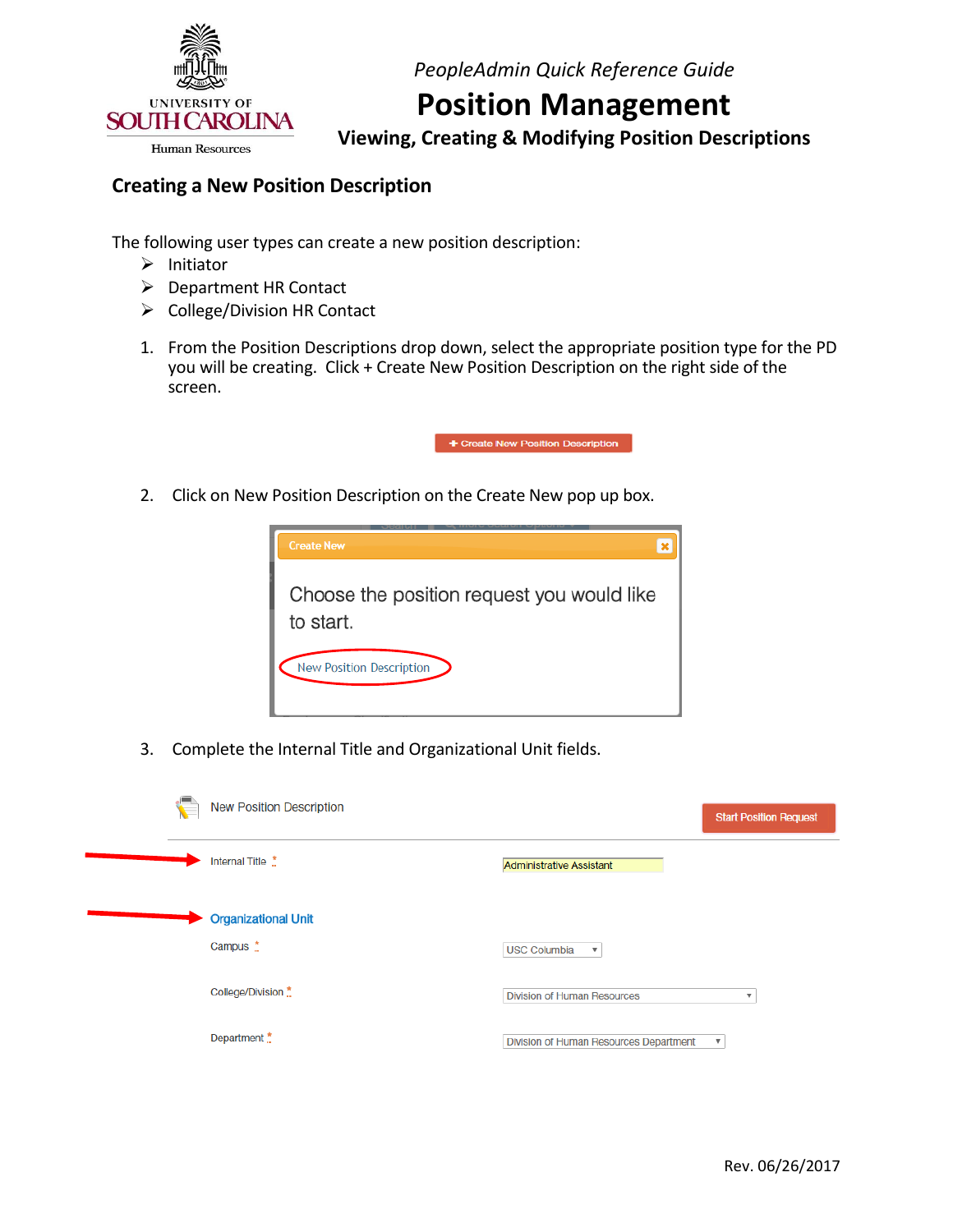## Creating a New Position Description

The following user types can create a new position description:

- Initiator
- Department HR Contact
- College/Division HR Contact

1. From the Position Descriptions drop down, select the appropriate position type for the PD you will be creating. Click + Create New Position Description on the right side of the screen.

2. Click on New Position Description on the Create New pop up box.

3. Complete the Internal Title and Organizational Unit fields.

Rev. 06/26/2017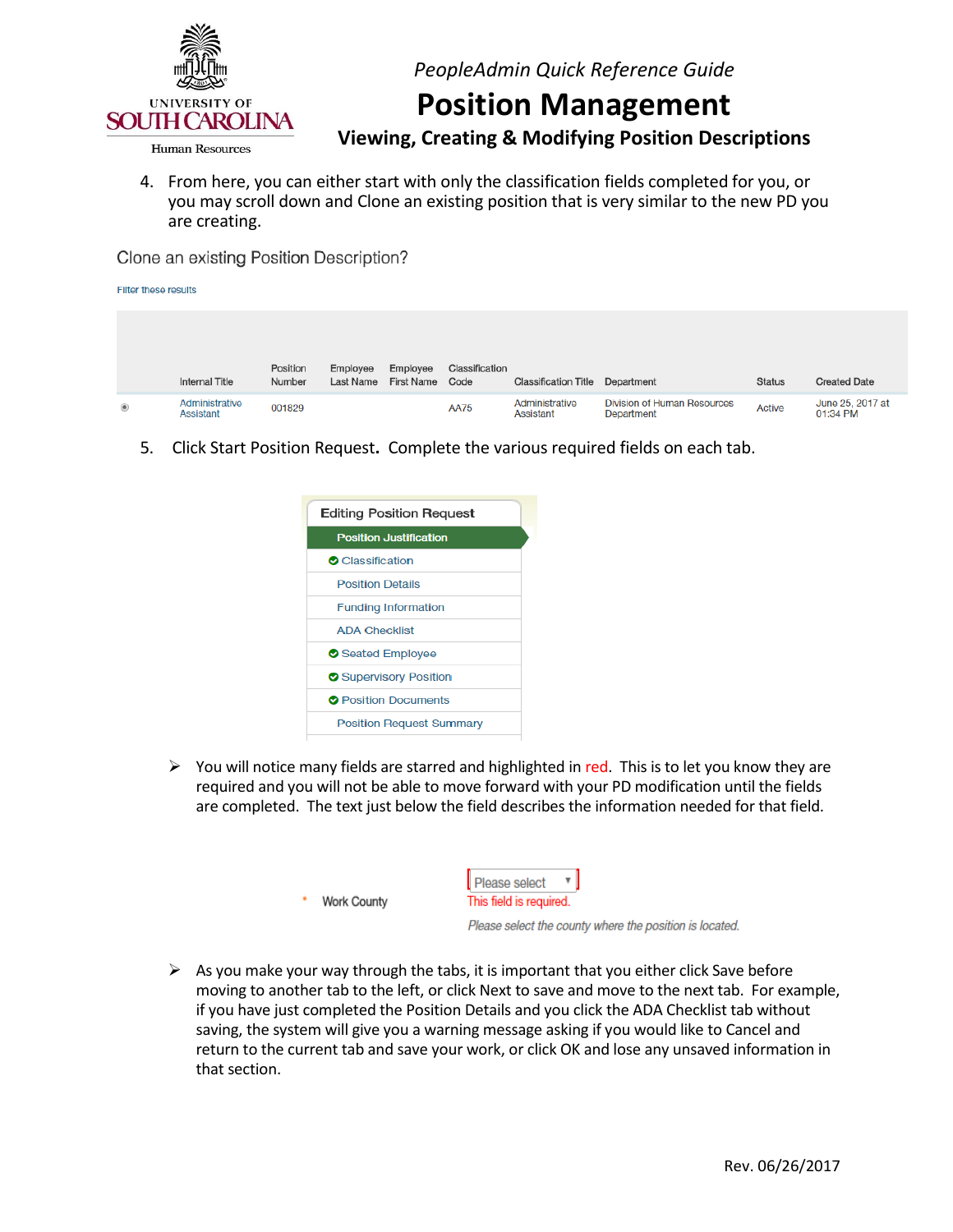4. From here, you can either start with only the classification fields completed for you, or you may scroll down and Clone an existing position that is very similar to the new PD you are creating.

Clone an existing Position Description?

Filter these results

| | Internal Title | Position Number | Employee Last Name | Employee First Name | Classification Code | Classification Title | Department | Status | Created Date |
|---|---|---|---|---|---|---|---|---|---|
| ◉ | Administrative Assistant | 001829 | | | AA75 | Administrative Assistant | Division of Human Resources Department | Active | June 25, 2017 at 01:34 PM |

5. Click Start Position Request. Complete the various required fields on each tab.

Editing Position Request

- Position Justification
- ✔ Classification
- Position Details
- Funding Information
- ADA Checklist
- ✔ Seated Employee
- ✔ Supervisory Position
- ✔ Position Documents
- Position Request Summary

➢ You will notice many fields are starred and highlighted in red. This is to let you know they are required and you will not be able to move forward with your PD modification until the fields are completed. The text just below the field describes the information needed for that field.

\* Work County | Please select ▾

This field is required.

*Please select the county where the position is located.*

➢ As you make your way through the tabs, it is important that you either click Save before moving to another tab to the left, or click Next to save and move to the next tab. For example, if you have just completed the Position Details and you click the ADA Checklist tab without saving, the system will give you a warning message asking if you would like to Cancel and return to the current tab and save your work, or click OK and lose any unsaved information in that section.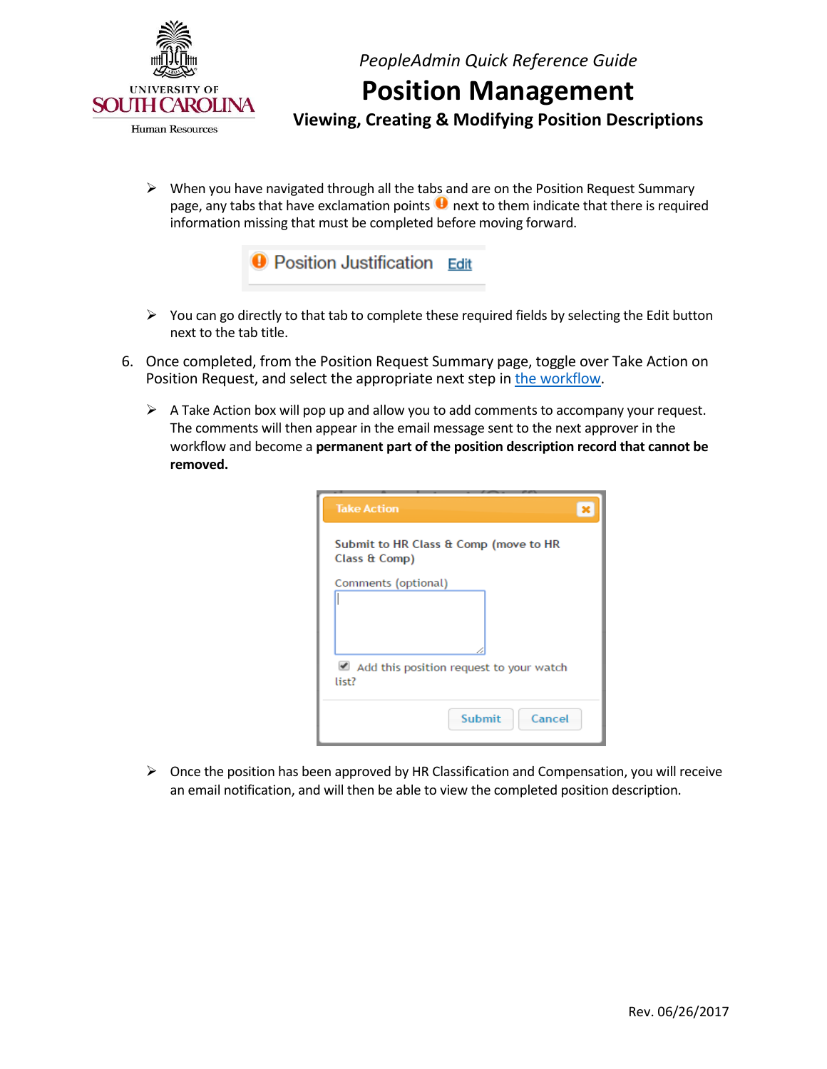- When you have navigated through all the tabs and are on the Position Request Summary page, any tabs that have exclamation points next to them indicate that there is required information missing that must be completed before moving forward.

- You can go directly to that tab to complete these required fields by selecting the Edit button next to the tab title.

6. Once completed, from the Position Request Summary page, toggle over Take Action on Position Request, and select the appropriate next step in [the workflow](#).

   - A Take Action box will pop up and allow you to add comments to accompany your request. The comments will then appear in the email message sent to the next approver in the workflow and become a **permanent part of the position description record that cannot be removed.**

   - Once the position has been approved by HR Classification and Compensation, you will receive an email notification, and will then be able to view the completed position description.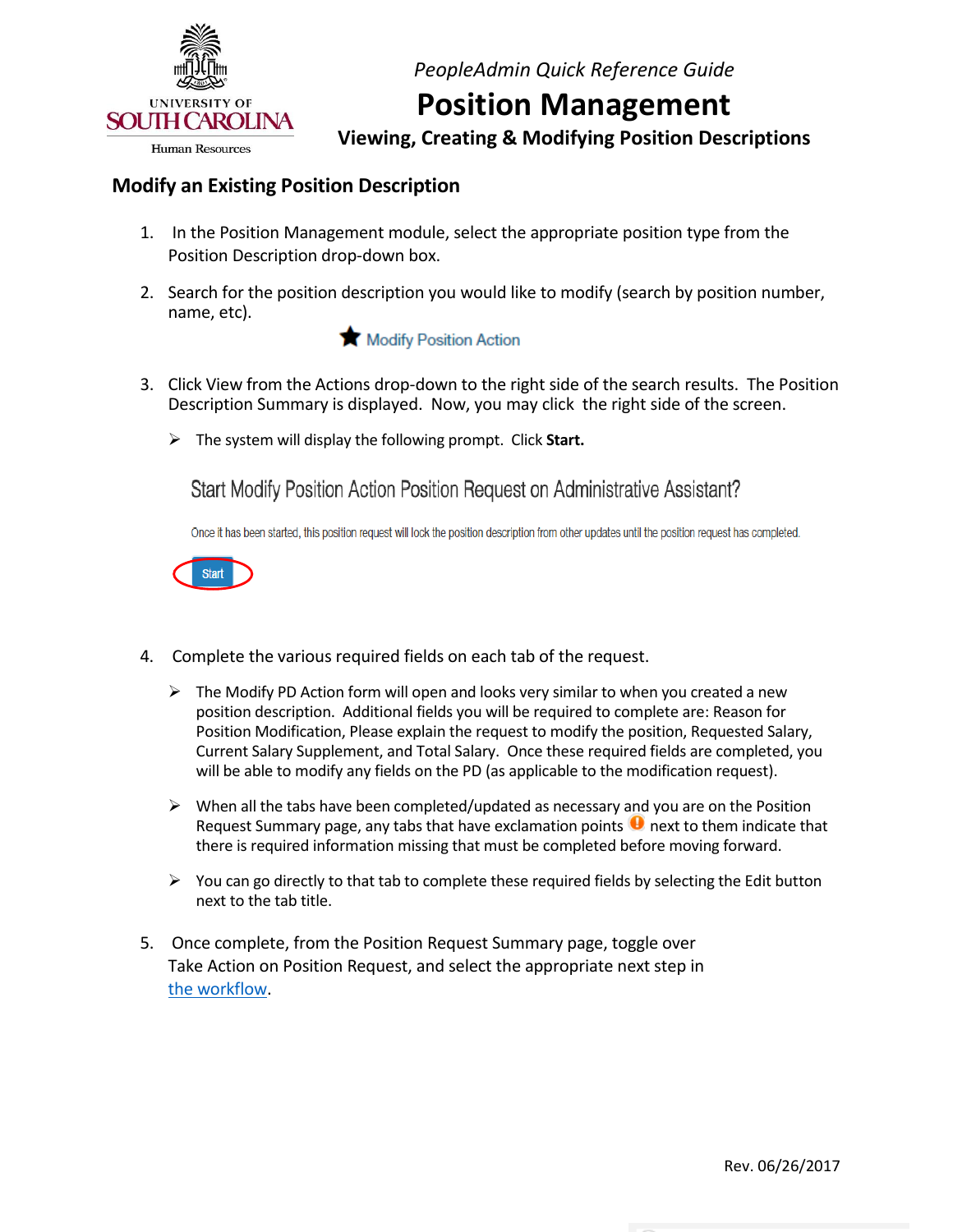*PeopleAdmin Quick Reference Guide*

# Position Management

### Viewing, Creating & Modifying Position Descriptions

## Modify an Existing Position Description

1. In the Position Management module, select the appropriate position type from the Position Description drop-down box.
2. Search for the position description you would like to modify (search by position number, name, etc).

   ★ Modify Position Action

3. Click View from the Actions drop-down to the right side of the search results. The Position Description Summary is displayed. Now, you may click the right side of the screen.
   - The system will display the following prompt. Click **Start.**

   Start Modify Position Action Position Request on Administrative Assistant?

   Once it has been started, this position request will lock the position description from other updates until the position request has completed.

   Start

4. Complete the various required fields on each tab of the request.
   - The Modify PD Action form will open and looks very similar to when you created a new position description. Additional fields you will be required to complete are: Reason for Position Modification, Please explain the request to modify the position, Requested Salary, Current Salary Supplement, and Total Salary. Once these required fields are completed, you will be able to modify any fields on the PD (as applicable to the modification request).
   - When all the tabs have been completed/updated as necessary and you are on the Position Request Summary page, any tabs that have exclamation points ! next to them indicate that there is required information missing that must be completed before moving forward.
   - You can go directly to that tab to complete these required fields by selecting the Edit button next to the tab title.
5. Once complete, from the Position Request Summary page, toggle over Take Action on Position Request, and select the appropriate next step in the workflow.

Rev. 06/26/2017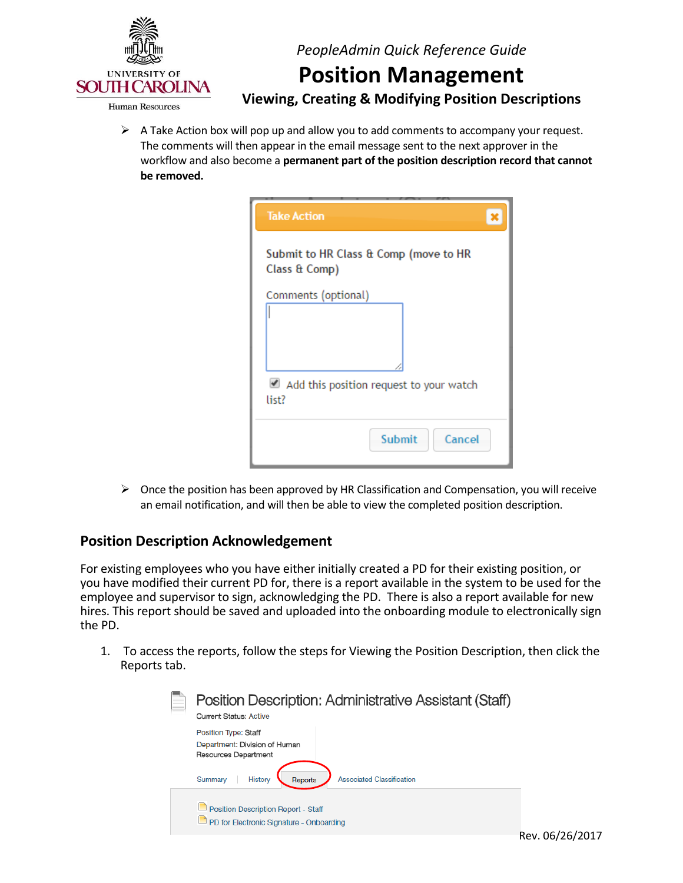- A Take Action box will pop up and allow you to add comments to accompany your request. The comments will then appear in the email message sent to the next approver in the workflow and also become a **permanent part of the position description record that cannot be removed.**

- Once the position has been approved by HR Classification and Compensation, you will receive an email notification, and will then be able to view the completed position description.

## Position Description Acknowledgement

For existing employees who you have either initially created a PD for their existing position, or you have modified their current PD for, there is a report available in the system to be used for the employee and supervisor to sign, acknowledging the PD. There is also a report available for new hires. This report should be saved and uploaded into the onboarding module to electronically sign the PD.

1. To access the reports, follow the steps for Viewing the Position Description, then click the Reports tab.

Rev. 06/26/2017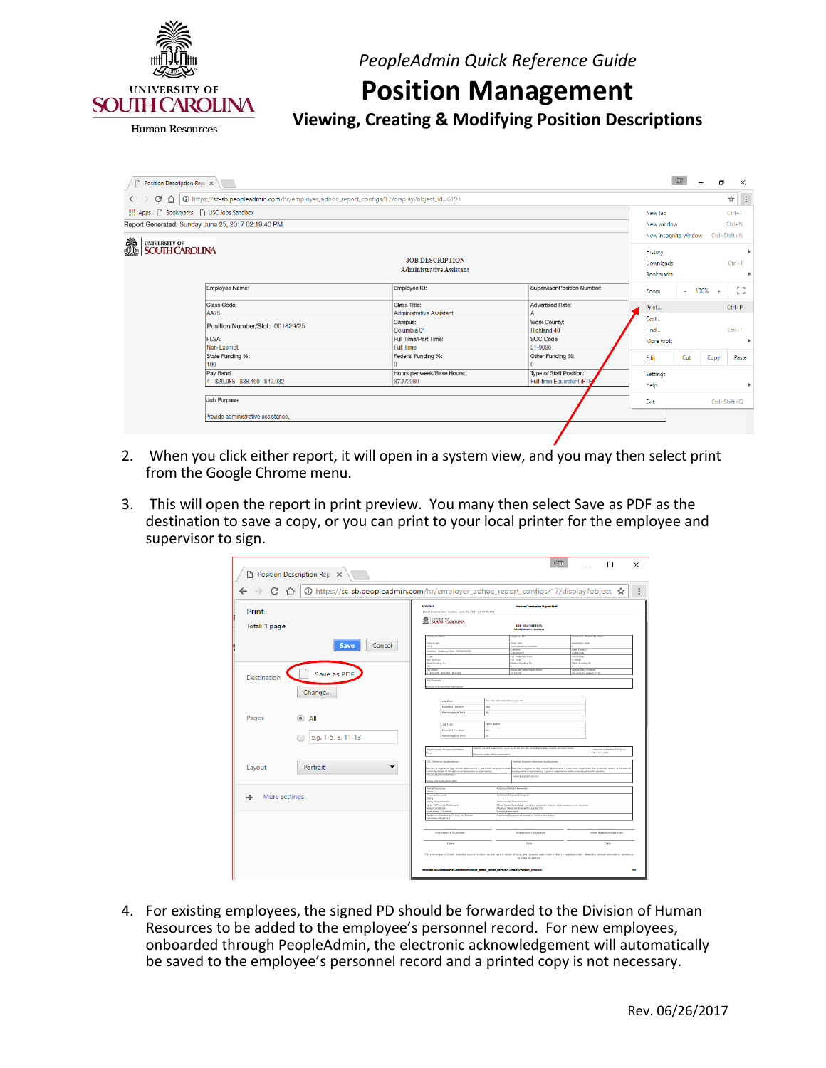*PeopleAdmin Quick Reference Guide*

# Position Management

## Viewing, Creating & Modifying Position Descriptions

2. When you click either report, it will open in a system view, and you may then select print from the Google Chrome menu.

3. This will open the report in print preview. You many then select Save as PDF as the destination to save a copy, or you can print to your local printer for the employee and supervisor to sign.

4. For existing employees, the signed PD should be forwarded to the Division of Human Resources to be added to the employee's personnel record. For new employees, onboarded through PeopleAdmin, the electronic acknowledgement will automatically be saved to the employee's personnel record and a printed copy is not necessary.

Rev. 06/26/2017